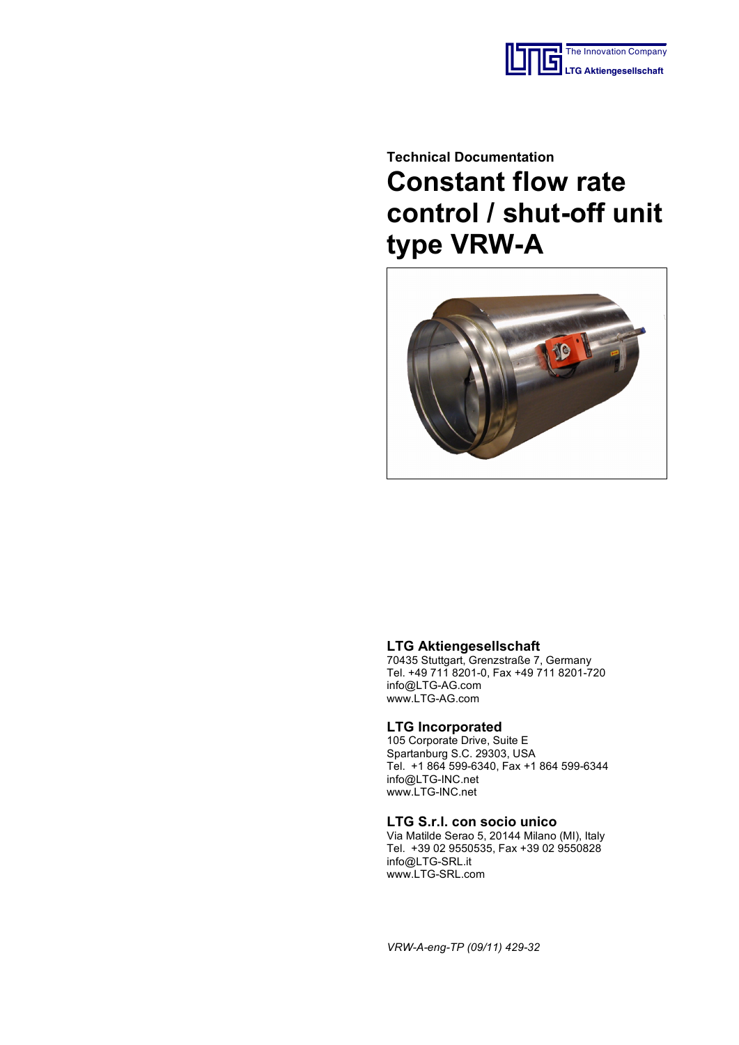The Innovation Company
LTG Aktiengesellschaft

Technical Documentation

# Constant flow rate control / shut-off unit type VRW-A

## LTG Aktiengesellschaft

70435 Stuttgart, Grenzstraße 7, Germany
Tel. +49 711 8201-0, Fax +49 711 8201-720
info@LTG-AG.com
www.LTG-AG.com

## LTG Incorporated

105 Corporate Drive, Suite E
Spartanburg S.C. 29303, USA
Tel. +1 864 599-6340, Fax +1 864 599-6344
info@LTG-INC.net
www.LTG-INC.net

## LTG S.r.l. con socio unico

Via Matilde Serao 5, 20144 Milano (MI), Italy
Tel. +39 02 9550535, Fax +39 02 9550828
info@LTG-SRL.it
www.LTG-SRL.com

*VRW-A-eng-TP (09/11) 429-32*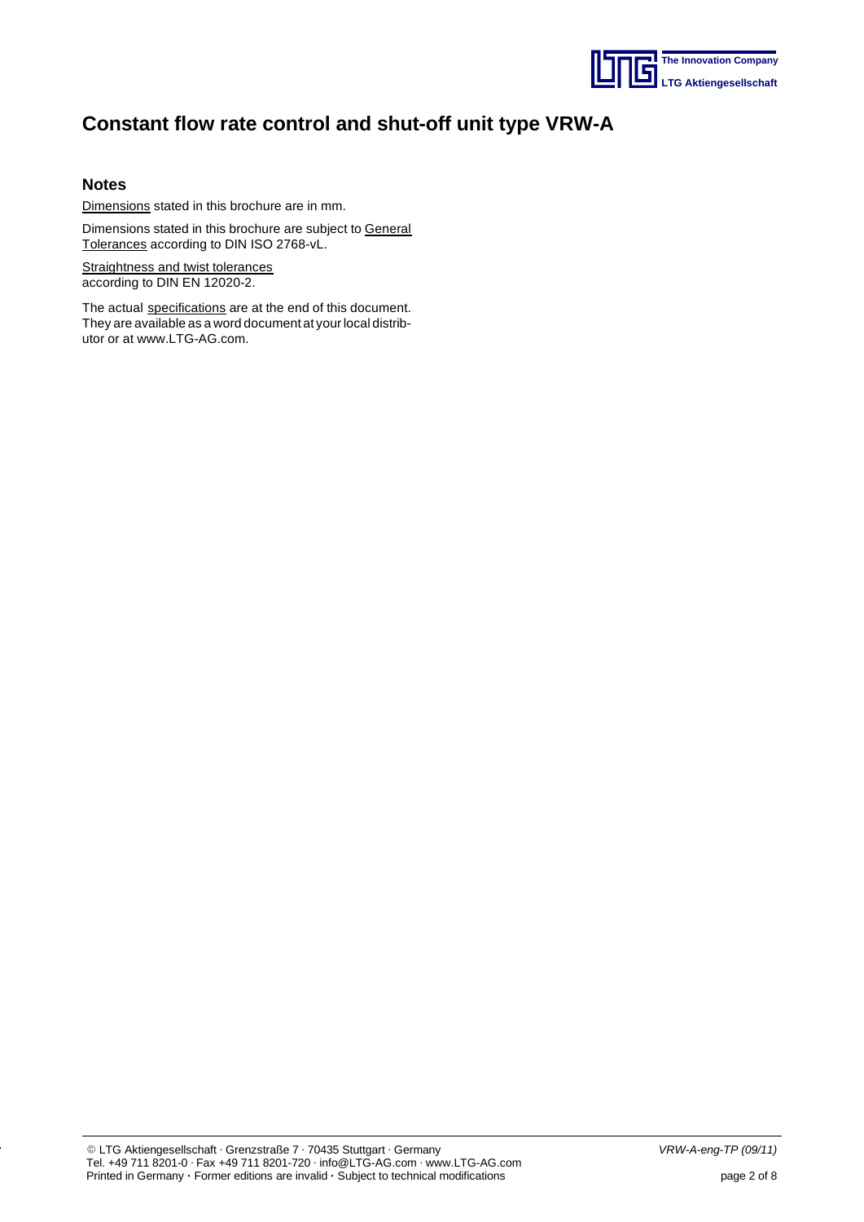# Constant flow rate control and shut-off unit type VRW-A

## Notes

Dimensions stated in this brochure are in mm.

Dimensions stated in this brochure are subject to General Tolerances according to DIN ISO 2768-vL.

Straightness and twist tolerances according to DIN EN 12020-2.

The actual specifications are at the end of this document. They are available as a word document at your local distributor or at www.LTG-AG.com.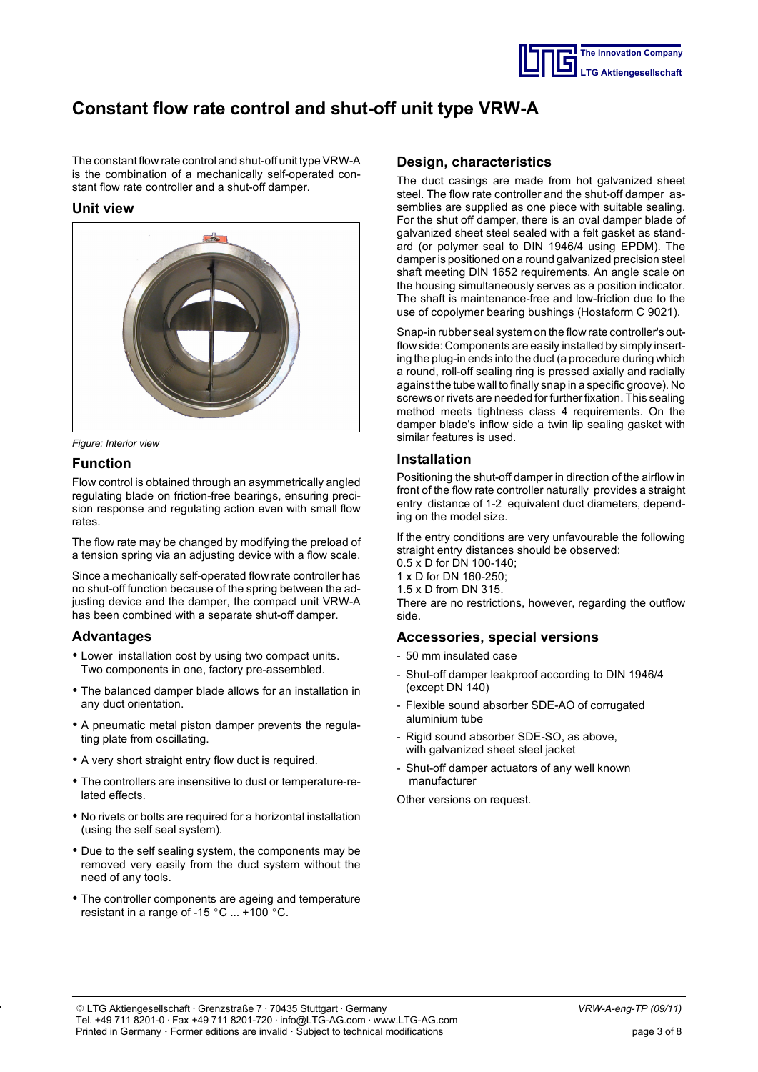# Constant flow rate control and shut-off unit type VRW-A

The constant flow rate control and shut-off unit type VRW-A is the combination of a mechanically self-operated constant flow rate controller and a shut-off damper.

## Unit view

*Figure: Interior view*

## Function

Flow control is obtained through an asymmetrically angled regulating blade on friction-free bearings, ensuring precision response and regulating action even with small flow rates.

The flow rate may be changed by modifying the preload of a tension spring via an adjusting device with a flow scale.

Since a mechanically self-operated flow rate controller has no shut-off function because of the spring between the adjusting device and the damper, the compact unit VRW-A has been combined with a separate shut-off damper.

## Advantages

- Lower installation cost by using two compact units. Two components in one, factory pre-assembled.
- The balanced damper blade allows for an installation in any duct orientation.
- A pneumatic metal piston damper prevents the regulating plate from oscillating.
- A very short straight entry flow duct is required.
- The controllers are insensitive to dust or temperature-related effects.
- No rivets or bolts are required for a horizontal installation (using the self seal system).
- Due to the self sealing system, the components may be removed very easily from the duct system without the need of any tools.
- The controller components are ageing and temperature resistant in a range of -15 °C ... +100 °C.

## Design, characteristics

The duct casings are made from hot galvanized sheet steel. The flow rate controller and the shut-off damper assemblies are supplied as one piece with suitable sealing. For the shut off damper, there is an oval damper blade of galvanized sheet steel sealed with a felt gasket as standard (or polymer seal to DIN 1946/4 using EPDM). The damper is positioned on a round galvanized precision steel shaft meeting DIN 1652 requirements. An angle scale on the housing simultaneously serves as a position indicator. The shaft is maintenance-free and low-friction due to the use of copolymer bearing bushings (Hostaform C 9021).

Snap-in rubber seal system on the flow rate controller's outflow side: Components are easily installed by simply inserting the plug-in ends into the duct (a procedure during which a round, roll-off sealing ring is pressed axially and radially against the tube wall to finally snap in a specific groove). No screws or rivets are needed for further fixation. This sealing method meets tightness class 4 requirements. On the damper blade's inflow side a twin lip sealing gasket with similar features is used.

## Installation

Positioning the shut-off damper in direction of the airflow in front of the flow rate controller naturally provides a straight entry distance of 1-2 equivalent duct diameters, depending on the model size.

If the entry conditions are very unfavourable the following straight entry distances should be observed:
0.5 x D for DN 100-140;
1 x D for DN 160-250;
1.5 x D from DN 315.
There are no restrictions, however, regarding the outflow side.

## Accessories, special versions

- 50 mm insulated case
- Shut-off damper leakproof according to DIN 1946/4 (except DN 140)
- Flexible sound absorber SDE-AO of corrugated aluminium tube
- Rigid sound absorber SDE-SO, as above, with galvanized sheet steel jacket
- Shut-off damper actuators of any well known manufacturer

Other versions on request.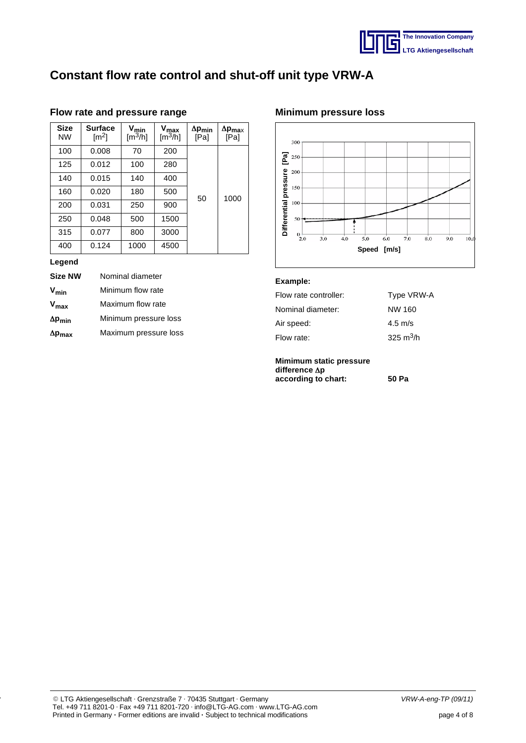# Constant flow rate control and shut-off unit type VRW-A

## Flow rate and pressure range

| Size NW | Surface [$m^2$] | $V_{min}$ [$m^3$/h] | $V_{max}$ [$m^3$/h] | $\Delta p_{min}$ [Pa] | $\Delta p_{max}$ [Pa] |
|---|---|---|---|---|---|
| 100 | 0.008 | 70 | 200 | 50 | 1000 |
| 125 | 0.012 | 100 | 280 | | |
| 140 | 0.015 | 140 | 400 | | |
| 160 | 0.020 | 180 | 500 | | |
| 200 | 0.031 | 250 | 900 | | |
| 250 | 0.048 | 500 | 1500 | | |
| 315 | 0.077 | 800 | 3000 | | |
| 400 | 0.124 | 1000 | 4500 | | |

**Legend**

| | |
|---|---|
| **Size NW** | Nominal diameter |
| $V_{min}$ | Minimum flow rate |
| $V_{max}$ | Maximum flow rate |
| $\Delta p_{min}$ | Minimum pressure loss |
| $\Delta p_{max}$ | Maximum pressure loss |

## Minimum pressure loss

**Example:**

| | |
|---|---|
| Flow rate controller: | Type VRW-A |
| Nominal diameter: | NW 160 |
| Air speed: | 4.5 m/s |
| Flow rate: | 325 $m^3$/h |

**Mimimum static pressure difference $\Delta p$ according to chart:** **50 Pa**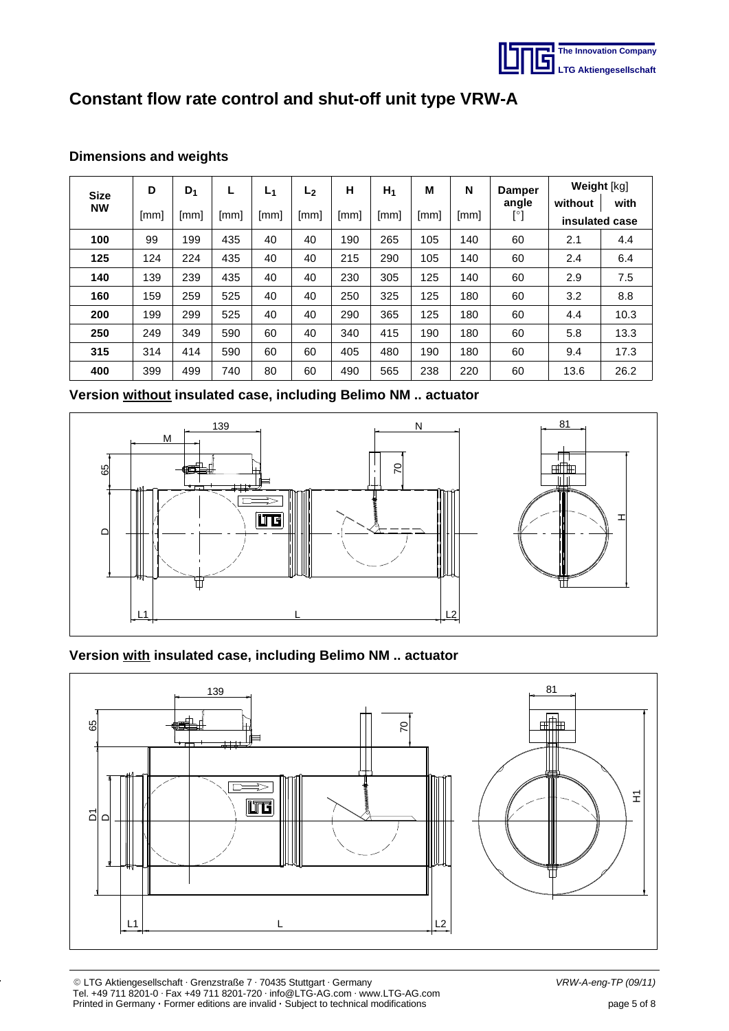# Constant flow rate control and shut-off unit type VRW-A

## Dimensions and weights

| Size NW | D [mm] | $D_1$ [mm] | L [mm] | $L_1$ [mm] | $L_2$ [mm] | H [mm] | $H_1$ [mm] | M [mm] | N [mm] | Damper angle [°] | Weight [kg] without insulated case | Weight [kg] with insulated case |
|---|---|---|---|---|---|---|---|---|---|---|---|---|
| **100** | 99 | 199 | 435 | 40 | 40 | 190 | 265 | 105 | 140 | 60 | 2.1 | 4.4 |
| **125** | 124 | 224 | 435 | 40 | 40 | 215 | 290 | 105 | 140 | 60 | 2.4 | 6.4 |
| **140** | 139 | 239 | 435 | 40 | 40 | 230 | 305 | 125 | 140 | 60 | 2.9 | 7.5 |
| **160** | 159 | 259 | 525 | 40 | 40 | 250 | 325 | 125 | 180 | 60 | 3.2 | 8.8 |
| **200** | 199 | 299 | 525 | 40 | 40 | 290 | 365 | 125 | 180 | 60 | 4.4 | 10.3 |
| **250** | 249 | 349 | 590 | 60 | 40 | 340 | 415 | 190 | 180 | 60 | 5.8 | 13.3 |
| **315** | 314 | 414 | 590 | 60 | 60 | 405 | 480 | 190 | 180 | 60 | 9.4 | 17.3 |
| **400** | 399 | 499 | 740 | 80 | 60 | 490 | 565 | 238 | 220 | 60 | 13.6 | 26.2 |

## Version without insulated case, including Belimo NM .. actuator

## Version with insulated case, including Belimo NM .. actuator

© LTG Aktiengesellschaft · Grenzstraße 7 · 70435 Stuttgart · Germany
Tel. +49 711 8201-0 · Fax +49 711 8201-720 · info@LTG-AG.com · www.LTG-AG.com
Printed in Germany · Former editions are invalid · Subject to technical modifications

*VRW-A-eng-TP (09/11)*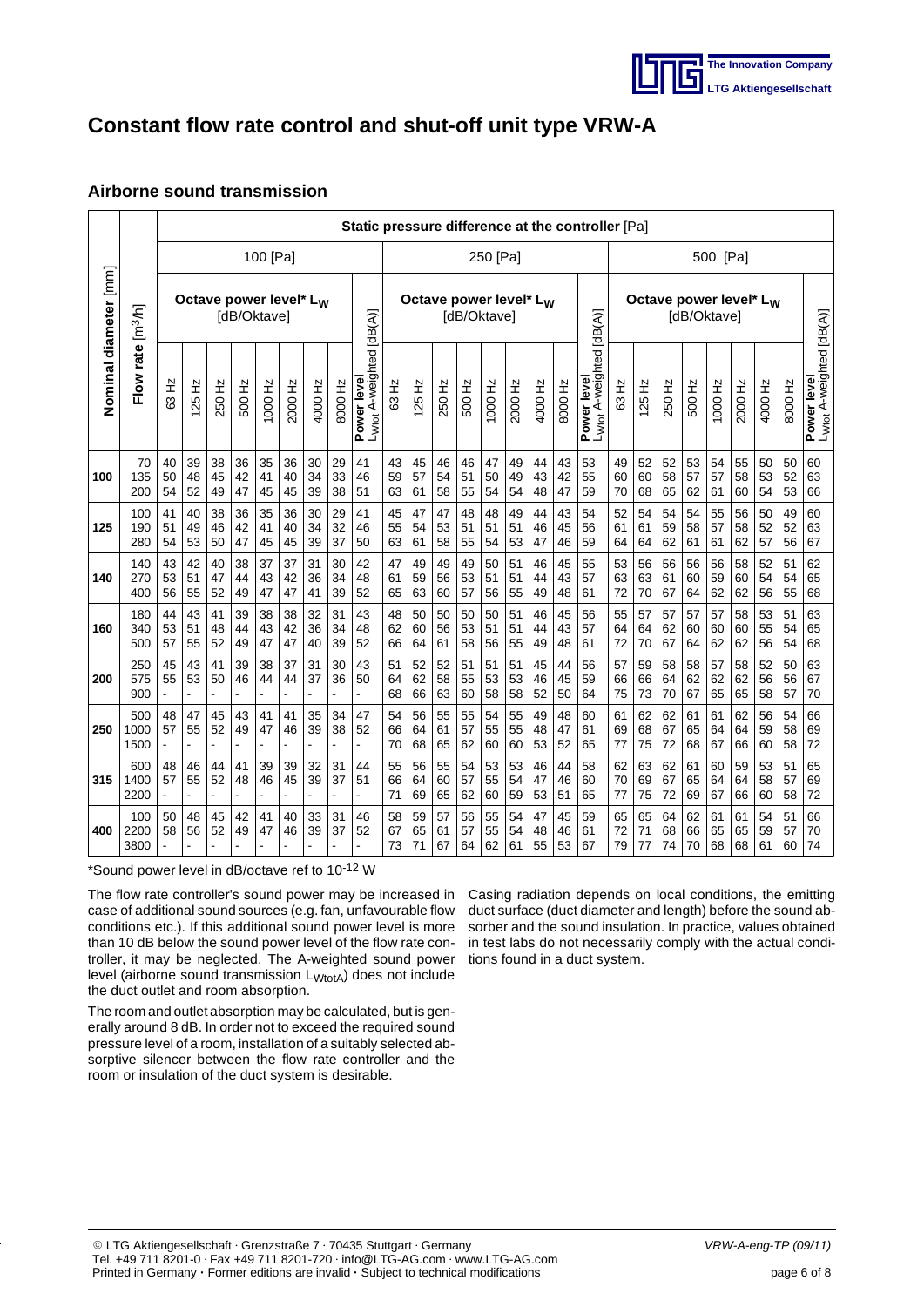# Constant flow rate control and shut-off unit type VRW-A

## Airborne sound transmission

| Nominal diameter [mm] | Flow rate [m³/h] | Static pressure difference at the controller [Pa] | | | | | | | | | | | | | | | | | | | | | | | | | |
|---|---|---|---|---|---|---|---|---|---|---|---|---|---|---|---|---|---|---|---|---|---|---|---|---|---|---|---|
| | | 100 [Pa] | | | | | | | | | 250 [Pa] | | | | | | | | | 500 [Pa] | | | | | | | | |
| | | Octave power level* $L_W$ [dB/Oktave] | | | | | | | | Power level $L_{WtotA}$ A-weighted [dB(A)] | Octave power level* $L_W$ [dB/Oktave] | | | | | | | | Power level $L_{WtotA}$ A-weighted [dB(A)] | Octave power level* $L_W$ [dB/Oktave] | | | | | | | | Power level $L_{WtotA}$ A-weighted [dB(A)] |
| | | 63 Hz | 125 Hz | 250 Hz | 500 Hz | 1000 Hz | 2000 Hz | 4000 Hz | 8000 Hz | | 63 Hz | 125 Hz | 250 Hz | 500 Hz | 1000 Hz | 2000 Hz | 4000 Hz | 8000 Hz | | 63 Hz | 125 Hz | 250 Hz | 500 Hz | 1000 Hz | 2000 Hz | 4000 Hz | 8000 Hz | |
| 100 | 70 | 40 | 39 | 38 | 36 | 35 | 36 | 30 | 29 | 41 | 43 | 45 | 46 | 46 | 47 | 49 | 44 | 43 | 53 | 49 | 52 | 52 | 53 | 54 | 55 | 50 | 50 | 60 |
| | 135 | 50 | 48 | 45 | 42 | 41 | 40 | 34 | 33 | 46 | 59 | 57 | 54 | 51 | 50 | 49 | 43 | 42 | 55 | 60 | 60 | 58 | 57 | 57 | 58 | 53 | 52 | 63 |
| | 200 | 54 | 52 | 49 | 47 | 45 | 45 | 39 | 38 | 51 | 63 | 61 | 58 | 55 | 54 | 54 | 48 | 47 | 59 | 70 | 68 | 65 | 62 | 61 | 60 | 54 | 53 | 66 |
| 125 | 100 | 41 | 40 | 38 | 36 | 35 | 36 | 30 | 29 | 41 | 45 | 47 | 47 | 48 | 48 | 49 | 44 | 43 | 54 | 52 | 54 | 54 | 54 | 55 | 56 | 50 | 49 | 60 |
| | 190 | 51 | 49 | 46 | 42 | 41 | 40 | 34 | 32 | 46 | 55 | 54 | 53 | 51 | 51 | 51 | 46 | 45 | 56 | 61 | 61 | 59 | 58 | 57 | 58 | 52 | 52 | 63 |
| | 280 | 54 | 53 | 50 | 47 | 45 | 45 | 39 | 37 | 50 | 63 | 61 | 58 | 55 | 54 | 53 | 47 | 46 | 59 | 64 | 64 | 62 | 61 | 61 | 62 | 57 | 56 | 67 |
| 140 | 140 | 43 | 42 | 40 | 38 | 37 | 37 | 31 | 30 | 42 | 47 | 49 | 49 | 49 | 50 | 51 | 46 | 45 | 55 | 53 | 56 | 56 | 56 | 56 | 58 | 52 | 51 | 62 |
| | 270 | 53 | 51 | 47 | 44 | 43 | 42 | 36 | 34 | 48 | 61 | 59 | 56 | 53 | 51 | 51 | 44 | 43 | 57 | 63 | 63 | 61 | 60 | 59 | 60 | 54 | 54 | 65 |
| | 400 | 56 | 55 | 52 | 49 | 47 | 47 | 41 | 39 | 52 | 65 | 63 | 60 | 57 | 56 | 55 | 49 | 48 | 61 | 72 | 70 | 67 | 64 | 62 | 62 | 56 | 55 | 68 |
| 160 | 180 | 44 | 43 | 41 | 39 | 38 | 38 | 32 | 31 | 43 | 48 | 50 | 50 | 50 | 50 | 51 | 46 | 45 | 56 | 55 | 57 | 57 | 57 | 57 | 58 | 53 | 51 | 63 |
| | 340 | 53 | 51 | 48 | 44 | 43 | 42 | 36 | 34 | 48 | 62 | 60 | 56 | 53 | 51 | 51 | 44 | 43 | 57 | 64 | 64 | 62 | 60 | 60 | 60 | 55 | 54 | 65 |
| | 500 | 57 | 55 | 52 | 49 | 47 | 47 | 40 | 39 | 52 | 66 | 64 | 61 | 58 | 56 | 55 | 49 | 48 | 61 | 72 | 70 | 67 | 64 | 62 | 62 | 56 | 54 | 68 |
| 200 | 250 | 45 | 43 | 41 | 39 | 38 | 37 | 31 | 30 | 43 | 51 | 52 | 52 | 51 | 51 | 51 | 45 | 44 | 56 | 57 | 59 | 58 | 58 | 57 | 58 | 52 | 50 | 63 |
| | 575 | 55 | 53 | 50 | 46 | 44 | 44 | 37 | 36 | 50 | 64 | 62 | 58 | 55 | 53 | 53 | 46 | 45 | 59 | 66 | 66 | 64 | 62 | 62 | 62 | 56 | 56 | 67 |
| | 900 | - | - | - | - | - | - | - | - | - | 68 | 66 | 63 | 60 | 58 | 58 | 52 | 50 | 64 | 75 | 73 | 70 | 67 | 65 | 65 | 58 | 57 | 70 |
| 250 | 500 | 48 | 47 | 45 | 43 | 41 | 41 | 35 | 34 | 47 | 54 | 56 | 55 | 55 | 54 | 55 | 49 | 48 | 60 | 61 | 62 | 62 | 61 | 61 | 62 | 56 | 54 | 66 |
| | 1000 | 57 | 55 | 52 | 49 | 47 | 46 | 39 | 38 | 52 | 66 | 64 | 61 | 57 | 55 | 55 | 48 | 47 | 61 | 69 | 68 | 67 | 65 | 64 | 64 | 59 | 58 | 69 |
| | 1500 | - | - | - | - | - | - | - | - | - | 70 | 68 | 65 | 62 | 60 | 60 | 53 | 52 | 65 | 77 | 75 | 72 | 68 | 67 | 66 | 60 | 58 | 72 |
| 315 | 600 | 48 | 46 | 44 | 41 | 39 | 39 | 32 | 31 | 44 | 55 | 56 | 55 | 54 | 53 | 53 | 46 | 44 | 58 | 62 | 63 | 62 | 61 | 60 | 59 | 53 | 51 | 65 |
| | 1400 | 57 | 55 | 52 | 48 | 46 | 45 | 39 | 37 | 51 | 66 | 64 | 60 | 57 | 55 | 54 | 47 | 46 | 60 | 70 | 69 | 67 | 65 | 64 | 64 | 58 | 57 | 69 |
| | 2200 | - | - | - | - | - | - | - | - | - | 71 | 69 | 65 | 62 | 60 | 59 | 53 | 51 | 65 | 77 | 75 | 72 | 69 | 67 | 66 | 60 | 58 | 72 |
| 400 | 100 | 50 | 48 | 45 | 42 | 41 | 40 | 33 | 31 | 46 | 58 | 59 | 57 | 56 | 55 | 54 | 47 | 45 | 59 | 65 | 65 | 64 | 62 | 61 | 61 | 54 | 51 | 66 |
| | 2200 | 58 | 56 | 52 | 49 | 47 | 46 | 39 | 37 | 52 | 67 | 65 | 61 | 57 | 55 | 54 | 48 | 46 | 61 | 72 | 71 | 68 | 66 | 65 | 65 | 59 | 57 | 70 |
| | 3800 | - | - | - | - | - | - | - | - | - | 73 | 71 | 67 | 64 | 62 | 61 | 55 | 53 | 67 | 79 | 77 | 74 | 70 | 68 | 68 | 61 | 60 | 74 |

*Sound power level in dB/octave ref to $10^{-12}$ W

The flow rate controller's sound power may be increased in case of additional sound sources (e.g. fan, unfavourable flow conditions etc.). If this additional sound power level is more than 10 dB below the sound power level of the flow rate controller, it may be neglected. The A-weighted sound power level (airborne sound transmission $L_{WtotA}$) does not include the duct outlet and room absorption.

The room and outlet absorption may be calculated, but is generally around 8 dB. In order not to exceed the required sound pressure level of a room, installation of a suitably selected absorptive silencer between the flow rate controller and the room or insulation of the duct system is desirable.

Casing radiation depends on local conditions, the emitting duct surface (duct diameter and length) before the sound absorber and the sound insulation. In practice, values obtained in test labs do not necessarily comply with the actual conditions found in a duct system.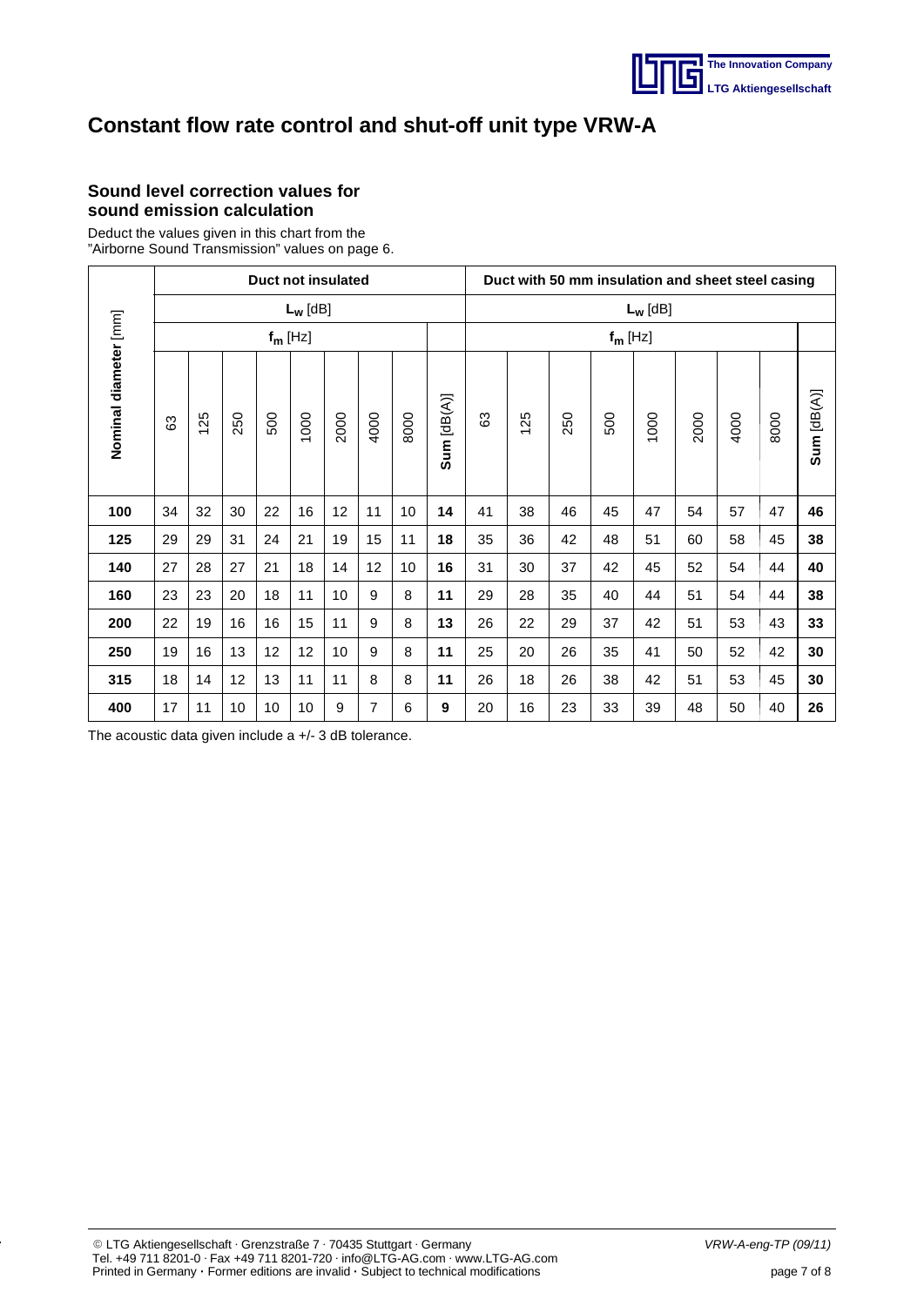# Constant flow rate control and shut-off unit type VRW-A

### Sound level correction values for sound emission calculation

Deduct the values given in this chart from the "Airborne Sound Transmission" values on page 6.

| Nominal diameter [mm] | Duct not insulated | | | | | | | | | Duct with 50 mm insulation and sheet steel casing | | | | | | | | |
|---|---|---|---|---|---|---|---|---|---|---|---|---|---|---|---|---|---|---|
| | $L_W$ [dB] | | | | | | | | | $L_W$ [dB] | | | | | | | | |
| | $f_m$ [Hz] | | | | | | | | | $f_m$ [Hz] | | | | | | | | |
| | 63 | 125 | 250 | 500 | 1000 | 2000 | 4000 | 8000 | **Sum** [dB(A)] | 63 | 125 | 250 | 500 | 1000 | 2000 | 4000 | 8000 | **Sum** [dB(A)] |
| **100** | 34 | 32 | 30 | 22 | 16 | 12 | 11 | 10 | **14** | 41 | 38 | 46 | 45 | 47 | 54 | 57 | 47 | **46** |
| **125** | 29 | 29 | 31 | 24 | 21 | 19 | 15 | 11 | **18** | 35 | 36 | 42 | 48 | 51 | 60 | 58 | 45 | **38** |
| **140** | 27 | 28 | 27 | 21 | 18 | 14 | 12 | 10 | **16** | 31 | 30 | 37 | 42 | 45 | 52 | 54 | 44 | **40** |
| **160** | 23 | 23 | 20 | 18 | 11 | 10 | 9 | 8 | **11** | 29 | 28 | 35 | 40 | 44 | 51 | 54 | 44 | **38** |
| **200** | 22 | 19 | 16 | 16 | 15 | 11 | 9 | 8 | **13** | 26 | 22 | 29 | 37 | 42 | 51 | 53 | 43 | **33** |
| **250** | 19 | 16 | 13 | 12 | 12 | 10 | 9 | 8 | **11** | 25 | 20 | 26 | 35 | 41 | 50 | 52 | 42 | **30** |
| **315** | 18 | 14 | 12 | 13 | 11 | 11 | 8 | 8 | **11** | 26 | 18 | 26 | 38 | 42 | 51 | 53 | 45 | **30** |
| **400** | 17 | 11 | 10 | 10 | 10 | 9 | 7 | 6 | **9** | 20 | 16 | 23 | 33 | 39 | 48 | 50 | 40 | **26** |

The acoustic data given include a +/- 3 dB tolerance.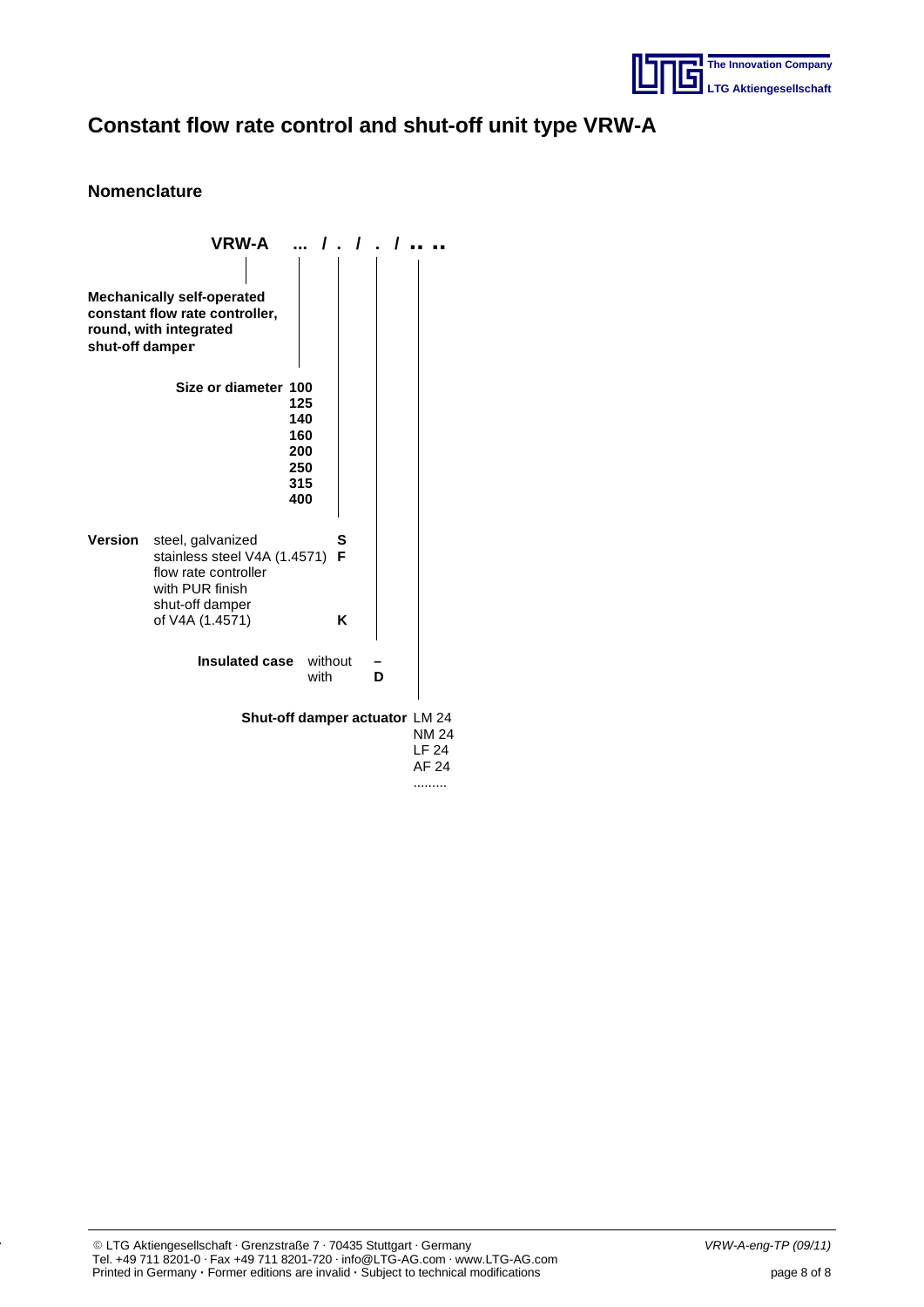# Constant flow rate control and shut-off unit type VRW-A

## Nomenclature

**VRW-A ... / . / . / .. ..**

**Mechanically self-operated constant flow rate controller, round, with integrated shut-off damper**

**Size or diameter**
- **100**
- **125**
- **140**
- **160**
- **200**
- **250**
- **315**
- **400**

**Version**

| | |
|---|---|
| steel, galvanized | **S** |
| stainless steel V4A (1.4571) | **F** |
| flow rate controller with PUR finish shut-off damper of V4A (1.4571) | **K** |

**Insulated case**

| | |
|---|---|
| without | **–** |
| with | **D** |

**Shut-off damper actuator**
- LM 24
- NM 24
- LF 24
- AF 24
- .........

© LTG Aktiengesellschaft · Grenzstraße 7 · 70435 Stuttgart · Germany
Tel. +49 711 8201-0 · Fax +49 711 8201-720 · info@LTG-AG.com · www.LTG-AG.com
Printed in Germany · Former editions are invalid · Subject to technical modifications

*VRW-A-eng-TP (09/11)*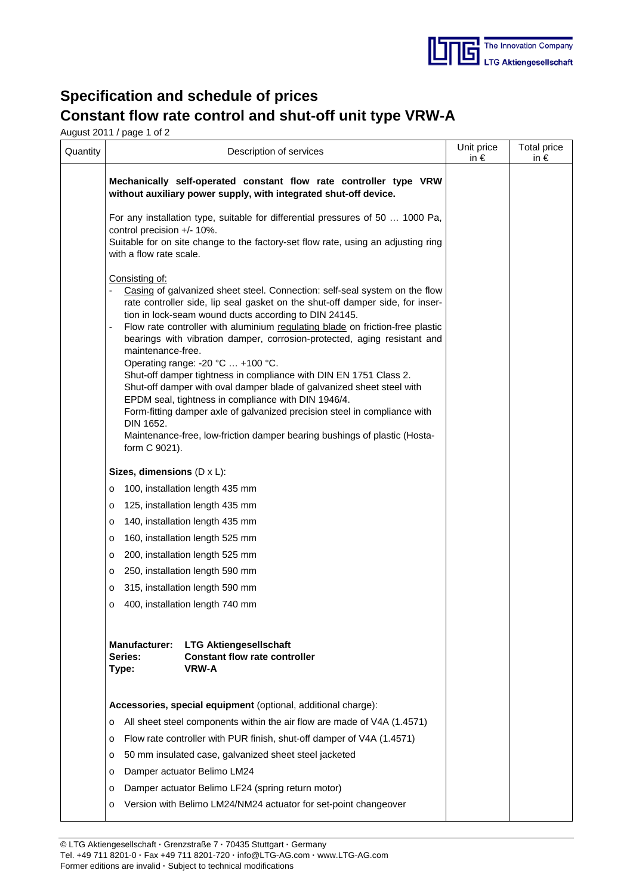# Specification and schedule of prices

# Constant flow rate control and shut-off unit type VRW-A

August 2011 / page 1 of 2

| Quantity | Description of services | Unit price in € | Total price in € |
|---|---|---|---|
| | **Mechanically self-operated constant flow rate controller type VRW without auxiliary power supply, with integrated shut-off device.**<br><br>For any installation type, suitable for differential pressures of 50 … 1000 Pa, control precision +/- 10%.<br>Suitable for on site change to the factory-set flow rate, using an adjusting ring with a flow rate scale.<br><br>Consisting of:<br>- Casing of galvanized sheet steel. Connection: self-seal system on the flow rate controller side, lip seal gasket on the shut-off damper side, for insertion in lock-seam wound ducts according to DIN 24145.<br>- Flow rate controller with aluminium regulating blade on friction-free plastic bearings with vibration damper, corrosion-protected, aging resistant and maintenance-free.<br>Operating range: -20 °C … +100 °C.<br>Shut-off damper tightness in compliance with DIN EN 1751 Class 2.<br>Shut-off damper with oval damper blade of galvanized sheet steel with EPDM seal, tightness in compliance with DIN 1946/4.<br>Form-fitting damper axle of galvanized precision steel in compliance with DIN 1652.<br>Maintenance-free, low-friction damper bearing bushings of plastic (Hostaform C 9021).<br><br>**Sizes, dimensions** (D x L):<br>o 100, installation length 435 mm<br>o 125, installation length 435 mm<br>o 140, installation length 435 mm<br>o 160, installation length 525 mm<br>o 200, installation length 525 mm<br>o 250, installation length 590 mm<br>o 315, installation length 590 mm<br>o 400, installation length 740 mm<br><br>**Manufacturer: LTG Aktiengesellschaft**<br>**Series: Constant flow rate controller**<br>**Type: VRW-A**<br><br>**Accessories, special equipment** (optional, additional charge):<br>o All sheet steel components within the air flow are made of V4A (1.4571)<br>o Flow rate controller with PUR finish, shut-off damper of V4A (1.4571)<br>o 50 mm insulated case, galvanized sheet steel jacketed<br>o Damper actuator Belimo LM24<br>o Damper actuator Belimo LF24 (spring return motor)<br>o Version with Belimo LM24/NM24 actuator for set-point changeover | | |

© LTG Aktiengesellschaft · Grenzstraße 7 · 70435 Stuttgart · Germany
Tel. +49 711 8201-0 · Fax +49 711 8201-720 · info@LTG-AG.com · www.LTG-AG.com
Former editions are invalid · Subject to technical modifications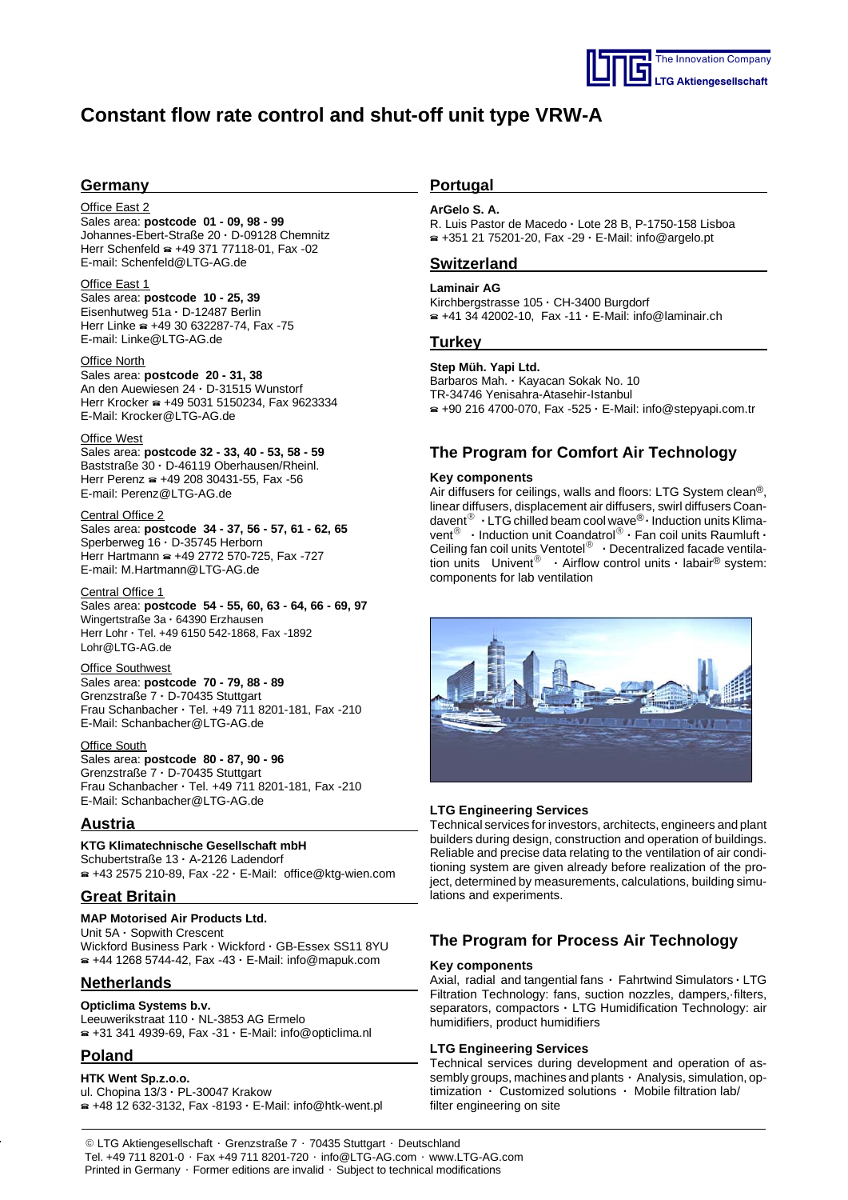# Constant flow rate control and shut-off unit type VRW-A

## Germany

Office East 2
Sales area: **postcode 01 - 09, 98 - 99**
Johannes-Ebert-Straße 20 · D-09128 Chemnitz
Herr Schenfeld ☎ +49 371 77118-01, Fax -02
E-mail: Schenfeld@LTG-AG.de

Office East 1
Sales area: **postcode 10 - 25, 39**
Eisenhutweg 51a · D-12487 Berlin
Herr Linke ☎ +49 30 632287-74, Fax -75
E-mail: Linke@LTG-AG.de

Office North
Sales area: **postcode 20 - 31, 38**
An den Auewiesen 24 · D-31515 Wunstorf
Herr Krocker ☎ +49 5031 5150234, Fax 9623334
E-Mail: Krocker@LTG-AG.de

Office West
Sales area: **postcode 32 - 33, 40 - 53, 58 - 59**
Baststraße 30 · D-46119 Oberhausen/Rheinl.
Herr Perenz ☎ +49 208 30431-55, Fax -56
E-mail: Perenz@LTG-AG.de

Central Office 2
Sales area: **postcode 34 - 37, 56 - 57, 61 - 62, 65**
Sperberweg 16 · D-35745 Herborn
Herr Hartmann ☎ +49 2772 570-725, Fax -727
E-mail: M.Hartmann@LTG-AG.de

Central Office 1
Sales area: **postcode 54 - 55, 60, 63 - 64, 66 - 69, 97**
Wingertstraße 3a · 64390 Erzhausen
Herr Lohr · Tel. +49 6150 542-1868, Fax -1892
Lohr@LTG-AG.de

Office Southwest
Sales area: **postcode 70 - 79, 88 - 89**
Grenzstraße 7 · D-70435 Stuttgart
Frau Schanbacher · Tel. +49 711 8201-181, Fax -210
E-Mail: Schanbacher@LTG-AG.de

Office South
Sales area: **postcode 80 - 87, 90 - 96**
Grenzstraße 7 · D-70435 Stuttgart
Frau Schanbacher · Tel. +49 711 8201-181, Fax -210
E-Mail: Schanbacher@LTG-AG.de

## Austria

**KTG Klimatechnische Gesellschaft mbH**
Schubertstraße 13 · A-2126 Ladendorf
☎ +43 2575 210-89, Fax -22 · E-Mail: office@ktg-wien.com

## Great Britain

**MAP Motorised Air Products Ltd.**
Unit 5A · Sopwith Crescent
Wickford Business Park · Wickford · GB-Essex SS11 8YU
☎ +44 1268 5744-42, Fax -43 · E-Mail: info@mapuk.com

## Netherlands

**Opticlima Systems b.v.**
Leeuwerikstraat 110 · NL-3853 AG Ermelo
☎ +31 341 4939-69, Fax -31 · E-Mail: info@opticlima.nl

## Poland

**HTK Went Sp.z.o.o.**
ul. Chopina 13/3 · PL-30047 Krakow
☎ +48 12 632-3132, Fax -8193 · E-Mail: info@htk-went.pl

## Portugal

**ArGelo S. A.**
R. Luis Pastor de Macedo · Lote 28 B, P-1750-158 Lisboa
☎ +351 21 75201-20, Fax -29 · E-Mail: info@argelo.pt

## Switzerland

**Laminair AG**
Kirchbergstrasse 105 · CH-3400 Burgdorf
☎ +41 34 42002-10, Fax -11 · E-Mail: info@laminair.ch

## Turkey

**Step Müh. Yapi Ltd.**
Barbaros Mah. · Kayacan Sokak No. 10
TR-34746 Yenisahra-Atasehir-Istanbul
☎ +90 216 4700-070, Fax -525 · E-Mail: info@stepyapi.com.tr

## The Program for Comfort Air Technology

**Key components**
Air diffusers for ceilings, walls and floors: LTG System clean®, linear diffusers, displacement air diffusers, swirl diffusers Coandavent® · LTG chilled beam cool wave® · Induction units Klimavent® · Induction unit Coandatrol® · Fan coil units Raumluft · Ceiling fan coil units Ventotel® · Decentralized facade ventilation units Univent® · Airflow control units · labair® system: components for lab ventilation

**LTG Engineering Services**
Technical services for investors, architects, engineers and plant builders during design, construction and operation of buildings. Reliable and precise data relating to the ventilation of air conditioning system are given already before realization of the project, determined by measurements, calculations, building simulations and experiments.

## The Program for Process Air Technology

**Key components**
Axial, radial and tangential fans · Fahrtwind Simulators · LTG Filtration Technology: fans, suction nozzles, dampers, filters, separators, compactors · LTG Humidification Technology: air humidifiers, product humidifiers

**LTG Engineering Services**
Technical services during development and operation of assembly groups, machines and plants · Analysis, simulation, optimization · Customized solutions · Mobile filtration lab/ filter engineering on site

© LTG Aktiengesellschaft · Grenzstraße 7 · 70435 Stuttgart · Deutschland
Tel. +49 711 8201-0 · Fax +49 711 8201-720 · info@LTG-AG.com · www.LTG-AG.com
Printed in Germany · Former editions are invalid · Subject to technical modifications